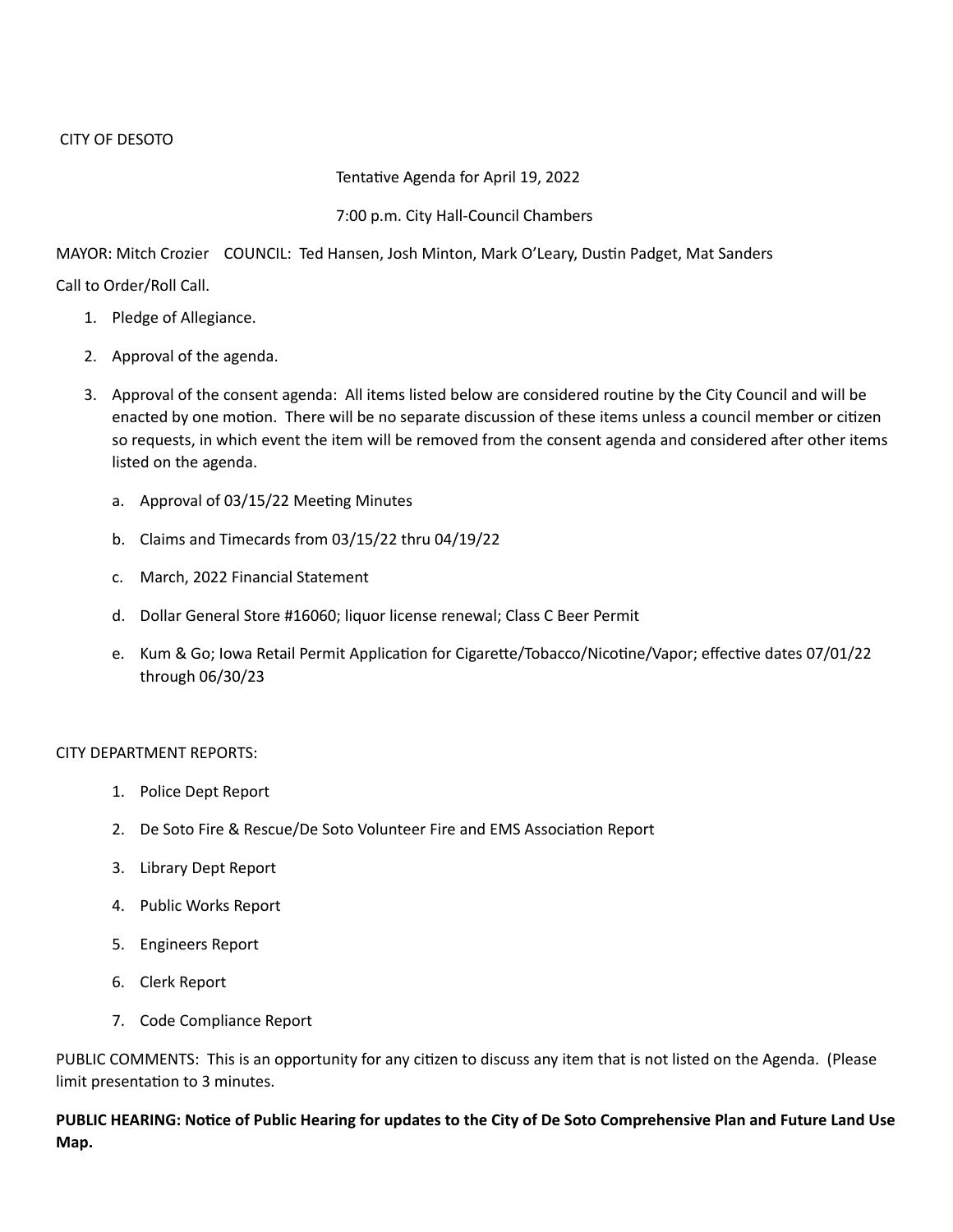CITY OF DESOTO

Tentative Agenda for April 19, 2022

7:00 p.m. City Hall-Council Chambers

MAYOR: Mitch Crozier    COUNCIL: Ted Hansen, Josh Minton, Mark O'Leary, Dustin Padget, Mat Sanders

Call to Order/Roll Call.

1. Pledge of Allegiance.
2. Approval of the agenda.
3. Approval of the consent agenda: All items listed below are considered routine by the City Council and will be enacted by one motion. There will be no separate discussion of these items unless a council member or citizen so requests, in which event the item will be removed from the consent agenda and considered after other items listed on the agenda.
   a. Approval of 03/15/22 Meeting Minutes
   b. Claims and Timecards from 03/15/22 thru 04/19/22
   c. March, 2022 Financial Statement
   d. Dollar General Store #16060; liquor license renewal; Class C Beer Permit
   e. Kum & Go; Iowa Retail Permit Application for Cigarette/Tobacco/Nicotine/Vapor; effective dates 07/01/22 through 06/30/23

CITY DEPARTMENT REPORTS:

1. Police Dept Report
2. De Soto Fire & Rescue/De Soto Volunteer Fire and EMS Association Report
3. Library Dept Report
4. Public Works Report
5. Engineers Report
6. Clerk Report
7. Code Compliance Report

PUBLIC COMMENTS: This is an opportunity for any citizen to discuss any item that is not listed on the Agenda. (Please limit presentation to 3 minutes.

**PUBLIC HEARING: Notice of Public Hearing for updates to the City of De Soto Comprehensive Plan and Future Land Use Map.**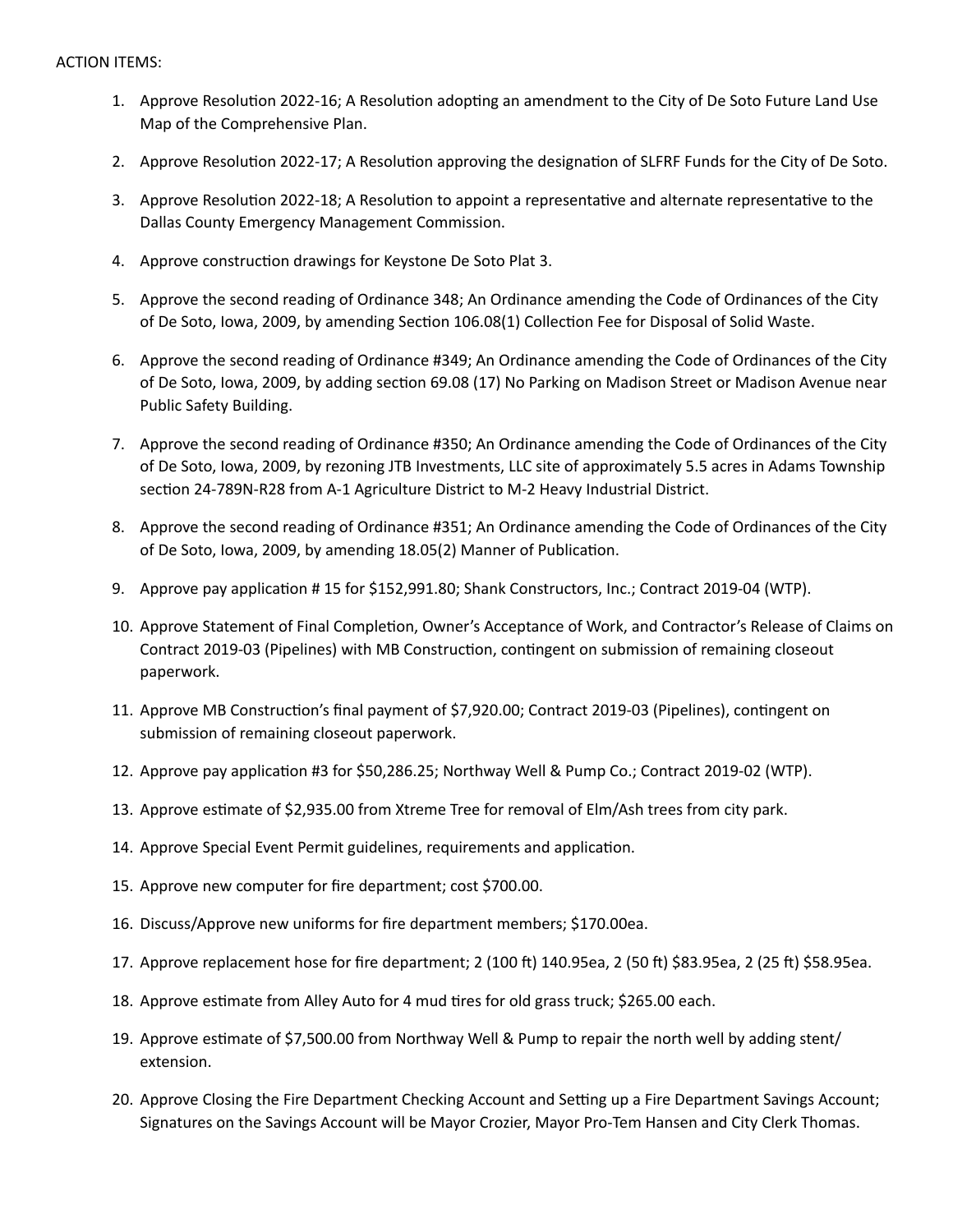ACTION ITEMS:

1. Approve Resolution 2022-16; A Resolution adopting an amendment to the City of De Soto Future Land Use Map of the Comprehensive Plan.
2. Approve Resolution 2022-17; A Resolution approving the designation of SLFRF Funds for the City of De Soto.
3. Approve Resolution 2022-18; A Resolution to appoint a representative and alternate representative to the Dallas County Emergency Management Commission.
4. Approve construction drawings for Keystone De Soto Plat 3.
5. Approve the second reading of Ordinance 348; An Ordinance amending the Code of Ordinances of the City of De Soto, Iowa, 2009, by amending Section 106.08(1) Collection Fee for Disposal of Solid Waste.
6. Approve the second reading of Ordinance #349; An Ordinance amending the Code of Ordinances of the City of De Soto, Iowa, 2009, by adding section 69.08 (17) No Parking on Madison Street or Madison Avenue near Public Safety Building.
7. Approve the second reading of Ordinance #350; An Ordinance amending the Code of Ordinances of the City of De Soto, Iowa, 2009, by rezoning JTB Investments, LLC site of approximately 5.5 acres in Adams Township section 24-789N-R28 from A-1 Agriculture District to M-2 Heavy Industrial District.
8. Approve the second reading of Ordinance #351; An Ordinance amending the Code of Ordinances of the City of De Soto, Iowa, 2009, by amending 18.05(2) Manner of Publication.
9. Approve pay application # 15 for $152,991.80; Shank Constructors, Inc.; Contract 2019-04 (WTP).
10. Approve Statement of Final Completion, Owner's Acceptance of Work, and Contractor's Release of Claims on Contract 2019-03 (Pipelines) with MB Construction, contingent on submission of remaining closeout paperwork.
11. Approve MB Construction's final payment of $7,920.00; Contract 2019-03 (Pipelines), contingent on submission of remaining closeout paperwork.
12. Approve pay application #3 for $50,286.25; Northway Well & Pump Co.; Contract 2019-02 (WTP).
13. Approve estimate of $2,935.00 from Xtreme Tree for removal of Elm/Ash trees from city park.
14. Approve Special Event Permit guidelines, requirements and application.
15. Approve new computer for fire department; cost $700.00.
16. Discuss/Approve new uniforms for fire department members; $170.00ea.
17. Approve replacement hose for fire department; 2 (100 ft) 140.95ea, 2 (50 ft) $83.95ea, 2 (25 ft) $58.95ea.
18. Approve estimate from Alley Auto for 4 mud tires for old grass truck; $265.00 each.
19. Approve estimate of $7,500.00 from Northway Well & Pump to repair the north well by adding stent/ extension.
20. Approve Closing the Fire Department Checking Account and Setting up a Fire Department Savings Account; Signatures on the Savings Account will be Mayor Crozier, Mayor Pro-Tem Hansen and City Clerk Thomas.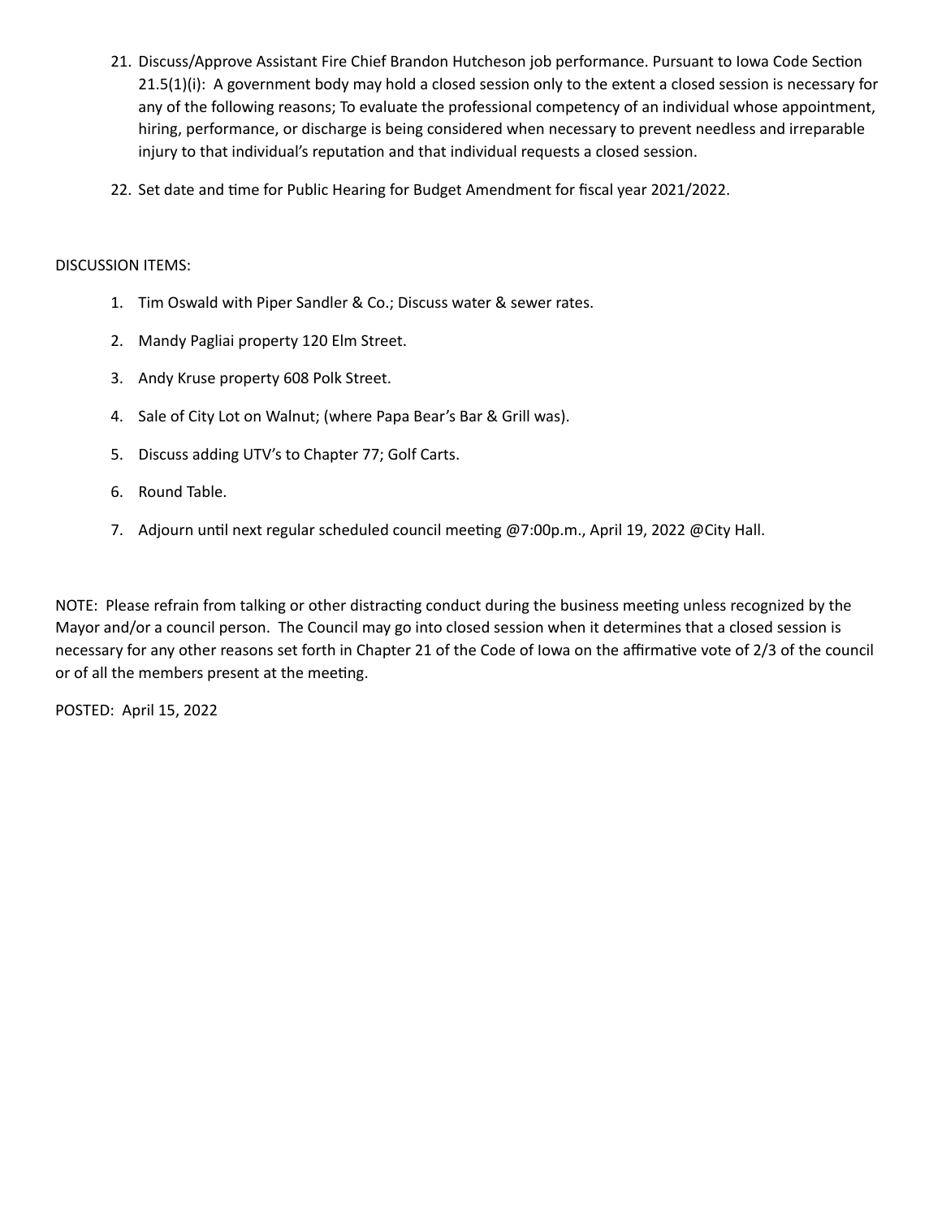21. Discuss/Approve Assistant Fire Chief Brandon Hutcheson job performance. Pursuant to Iowa Code Section 21.5(1)(i): A government body may hold a closed session only to the extent a closed session is necessary for any of the following reasons; To evaluate the professional competency of an individual whose appointment, hiring, performance, or discharge is being considered when necessary to prevent needless and irreparable injury to that individual's reputation and that individual requests a closed session.

22. Set date and time for Public Hearing for Budget Amendment for fiscal year 2021/2022.

DISCUSSION ITEMS:

1. Tim Oswald with Piper Sandler & Co.; Discuss water & sewer rates.
2. Mandy Pagliai property 120 Elm Street.
3. Andy Kruse property 608 Polk Street.
4. Sale of City Lot on Walnut; (where Papa Bear's Bar & Grill was).
5. Discuss adding UTV's to Chapter 77; Golf Carts.
6. Round Table.
7. Adjourn until next regular scheduled council meeting @7:00p.m., April 19, 2022 @City Hall.

NOTE: Please refrain from talking or other distracting conduct during the business meeting unless recognized by the Mayor and/or a council person. The Council may go into closed session when it determines that a closed session is necessary for any other reasons set forth in Chapter 21 of the Code of Iowa on the affirmative vote of 2/3 of the council or of all the members present at the meeting.

POSTED: April 15, 2022